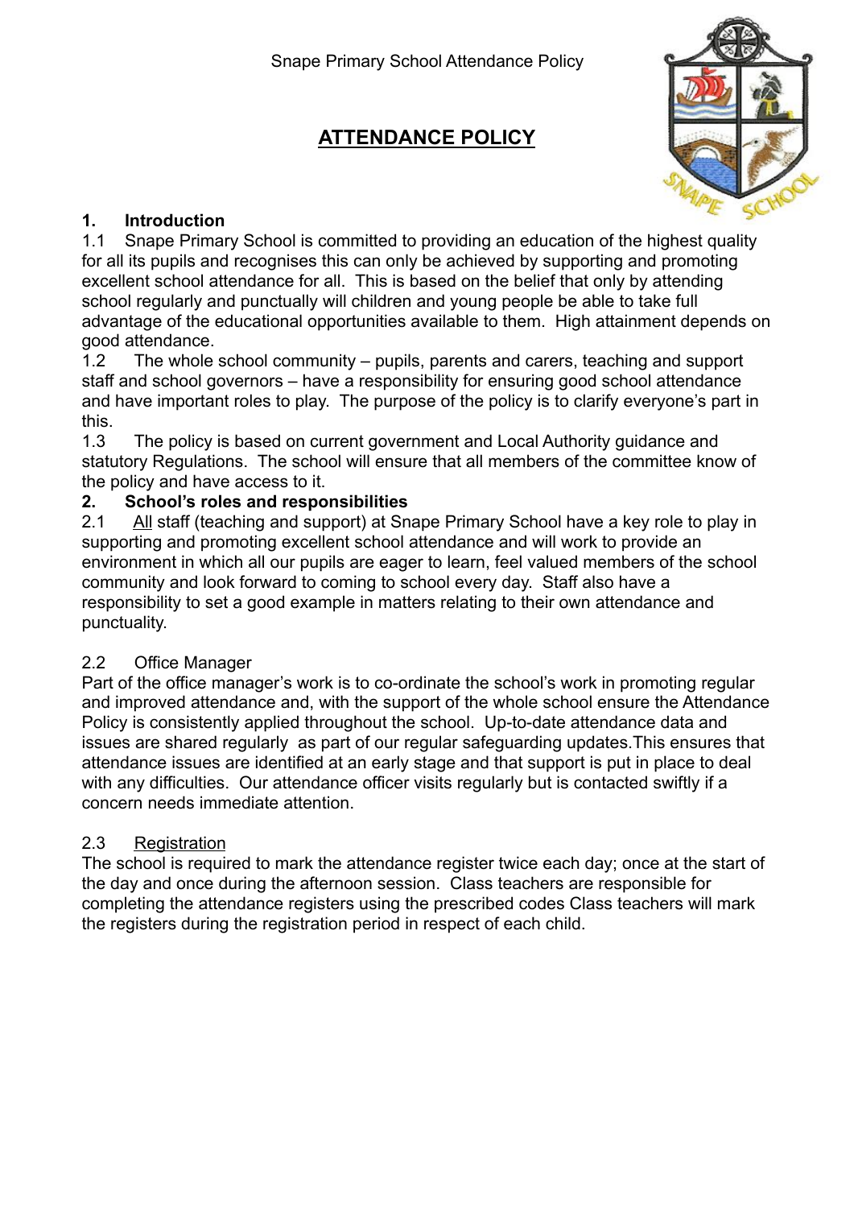# ATTENDANCE POLICY

## 1. Introduction

1.1 Snape Primary School is committed to providing an education of the highest quality for all its pupils and recognises this can only be achieved by supporting and promoting excellent school attendance for all. This is based on the belief that only by attending school regularly and punctually will children and young people be able to take full advantage of the educational opportunities available to them. High attainment depends on good attendance.

1.2 The whole school community – pupils, parents and carers, teaching and support staff and school governors – have a responsibility for ensuring good school attendance and have important roles to play. The purpose of the policy is to clarify everyone's part in this.

1.3 The policy is based on current government and Local Authority guidance and statutory Regulations. The school will ensure that all members of the committee know of the policy and have access to it.

## 2. School's roles and responsibilities

2.1 All staff (teaching and support) at Snape Primary School have a key role to play in supporting and promoting excellent school attendance and will work to provide an environment in which all our pupils are eager to learn, feel valued members of the school community and look forward to coming to school every day. Staff also have a responsibility to set a good example in matters relating to their own attendance and punctuality.

2.2 Office Manager

Part of the office manager's work is to co-ordinate the school's work in promoting regular and improved attendance and, with the support of the whole school ensure the Attendance Policy is consistently applied throughout the school. Up-to-date attendance data and issues are shared regularly as part of our regular safeguarding updates.This ensures that attendance issues are identified at an early stage and that support is put in place to deal with any difficulties. Our attendance officer visits regularly but is contacted swiftly if a concern needs immediate attention.

2.3 Registration

The school is required to mark the attendance register twice each day; once at the start of the day and once during the afternoon session. Class teachers are responsible for completing the attendance registers using the prescribed codes Class teachers will mark the registers during the registration period in respect of each child.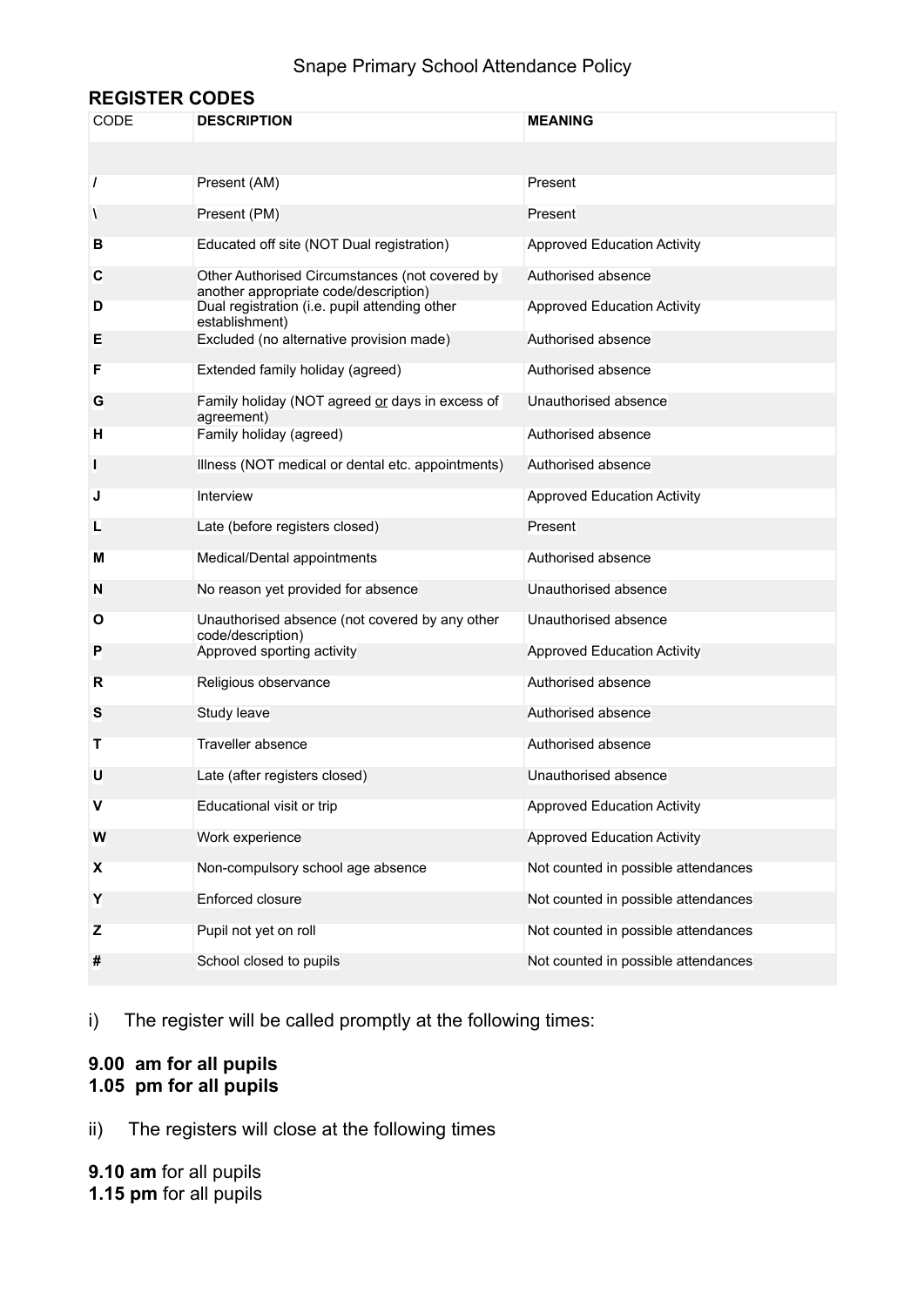## REGISTER CODES

| CODE | DESCRIPTION | MEANING |
| --- | --- | --- |
| / | Present (AM) | Present |
| \ | Present (PM) | Present |
| B | Educated off site (NOT Dual registration) | Approved Education Activity |
| C | Other Authorised Circumstances (not covered by another appropriate code/description) | Authorised absence |
| D | Dual registration (i.e. pupil attending other establishment) | Approved Education Activity |
| E | Excluded (no alternative provision made) | Authorised absence |
| F | Extended family holiday (agreed) | Authorised absence |
| G | Family holiday (NOT agreed or days in excess of agreement) | Unauthorised absence |
| H | Family holiday (agreed) | Authorised absence |
| I | Illness (NOT medical or dental etc. appointments) | Authorised absence |
| J | Interview | Approved Education Activity |
| L | Late (before registers closed) | Present |
| M | Medical/Dental appointments | Authorised absence |
| N | No reason yet provided for absence | Unauthorised absence |
| O | Unauthorised absence (not covered by any other code/description) | Unauthorised absence |
| P | Approved sporting activity | Approved Education Activity |
| R | Religious observance | Authorised absence |
| S | Study leave | Authorised absence |
| T | Traveller absence | Authorised absence |
| U | Late (after registers closed) | Unauthorised absence |
| V | Educational visit or trip | Approved Education Activity |
| W | Work experience | Approved Education Activity |
| X | Non-compulsory school age absence | Not counted in possible attendances |
| Y | Enforced closure | Not counted in possible attendances |
| Z | Pupil not yet on roll | Not counted in possible attendances |
| # | School closed to pupils | Not counted in possible attendances |

i) The register will be called promptly at the following times:

**9.00 am for all pupils**
**1.05 pm for all pupils**

ii) The registers will close at the following times

**9.10 am** for all pupils
**1.15 pm** for all pupils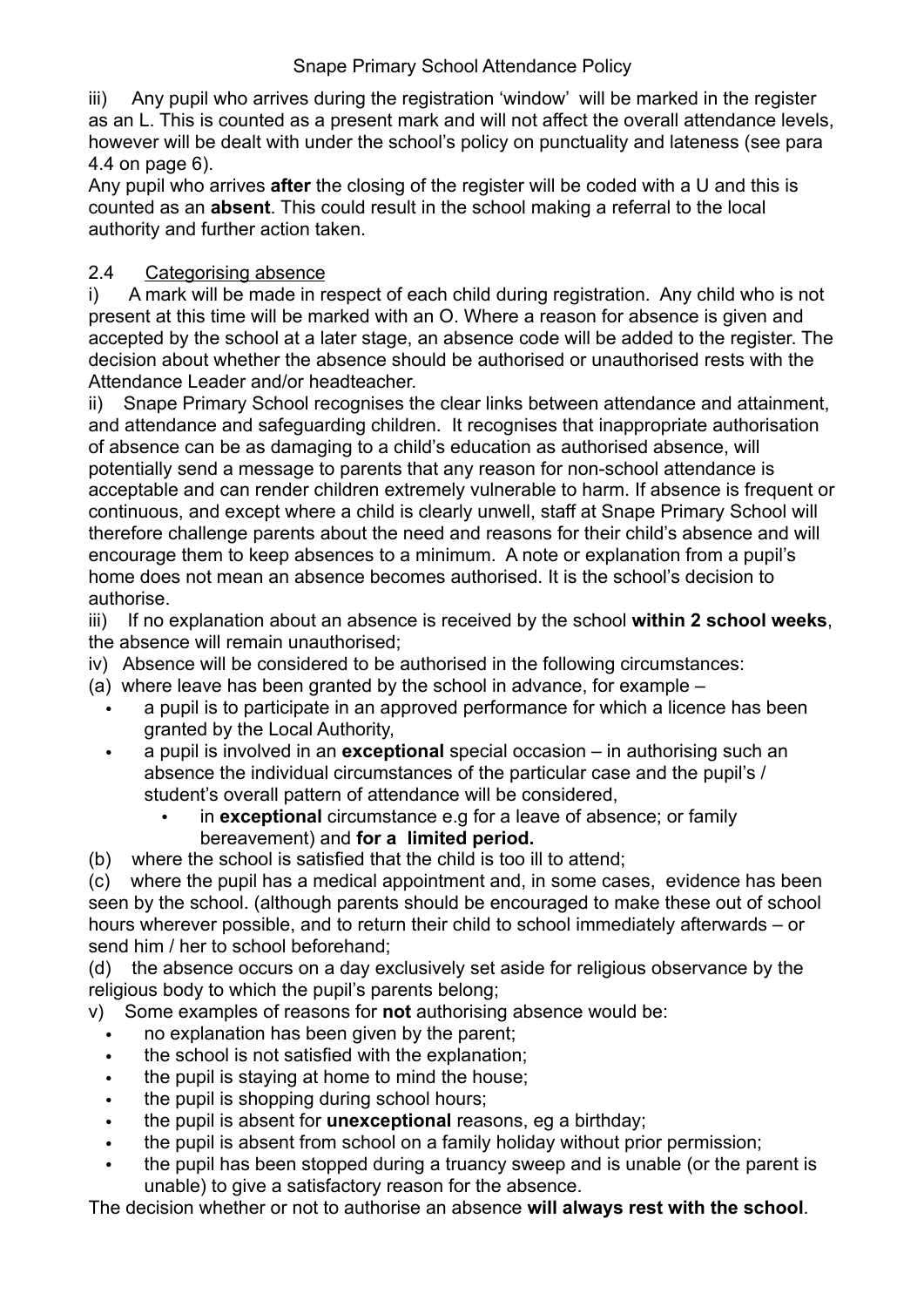iii) Any pupil who arrives during the registration 'window' will be marked in the register as an L. This is counted as a present mark and will not affect the overall attendance levels, however will be dealt with under the school's policy on punctuality and lateness (see para 4.4 on page 6).

Any pupil who arrives **after** the closing of the register will be coded with a U and this is counted as an **absent**. This could result in the school making a referral to the local authority and further action taken.

## 2.4 Categorising absence

i) A mark will be made in respect of each child during registration. Any child who is not present at this time will be marked with an O. Where a reason for absence is given and accepted by the school at a later stage, an absence code will be added to the register. The decision about whether the absence should be authorised or unauthorised rests with the Attendance Leader and/or headteacher.

ii) Snape Primary School recognises the clear links between attendance and attainment, and attendance and safeguarding children. It recognises that inappropriate authorisation of absence can be as damaging to a child's education as authorised absence, will potentially send a message to parents that any reason for non-school attendance is acceptable and can render children extremely vulnerable to harm. If absence is frequent or continuous, and except where a child is clearly unwell, staff at Snape Primary School will therefore challenge parents about the need and reasons for their child's absence and will encourage them to keep absences to a minimum. A note or explanation from a pupil's home does not mean an absence becomes authorised. It is the school's decision to authorise.

iii) If no explanation about an absence is received by the school **within 2 school weeks**, the absence will remain unauthorised;

iv) Absence will be considered to be authorised in the following circumstances:

(a) where leave has been granted by the school in advance, for example –

- a pupil is to participate in an approved performance for which a licence has been granted by the Local Authority,
- a pupil is involved in an **exceptional** special occasion – in authorising such an absence the individual circumstances of the particular case and the pupil's / student's overall pattern of attendance will be considered,
    - in **exceptional** circumstance e.g for a leave of absence; or family bereavement) and **for a limited period.**

(b) where the school is satisfied that the child is too ill to attend;

(c) where the pupil has a medical appointment and, in some cases, evidence has been seen by the school. (although parents should be encouraged to make these out of school hours wherever possible, and to return their child to school immediately afterwards – or send him / her to school beforehand;

(d) the absence occurs on a day exclusively set aside for religious observance by the religious body to which the pupil's parents belong;

v) Some examples of reasons for **not** authorising absence would be:

- no explanation has been given by the parent;
- the school is not satisfied with the explanation;
- the pupil is staying at home to mind the house;
- the pupil is shopping during school hours;
- the pupil is absent for **unexceptional** reasons, eg a birthday;
- the pupil is absent from school on a family holiday without prior permission;
- the pupil has been stopped during a truancy sweep and is unable (or the parent is unable) to give a satisfactory reason for the absence.

The decision whether or not to authorise an absence **will always rest with the school**.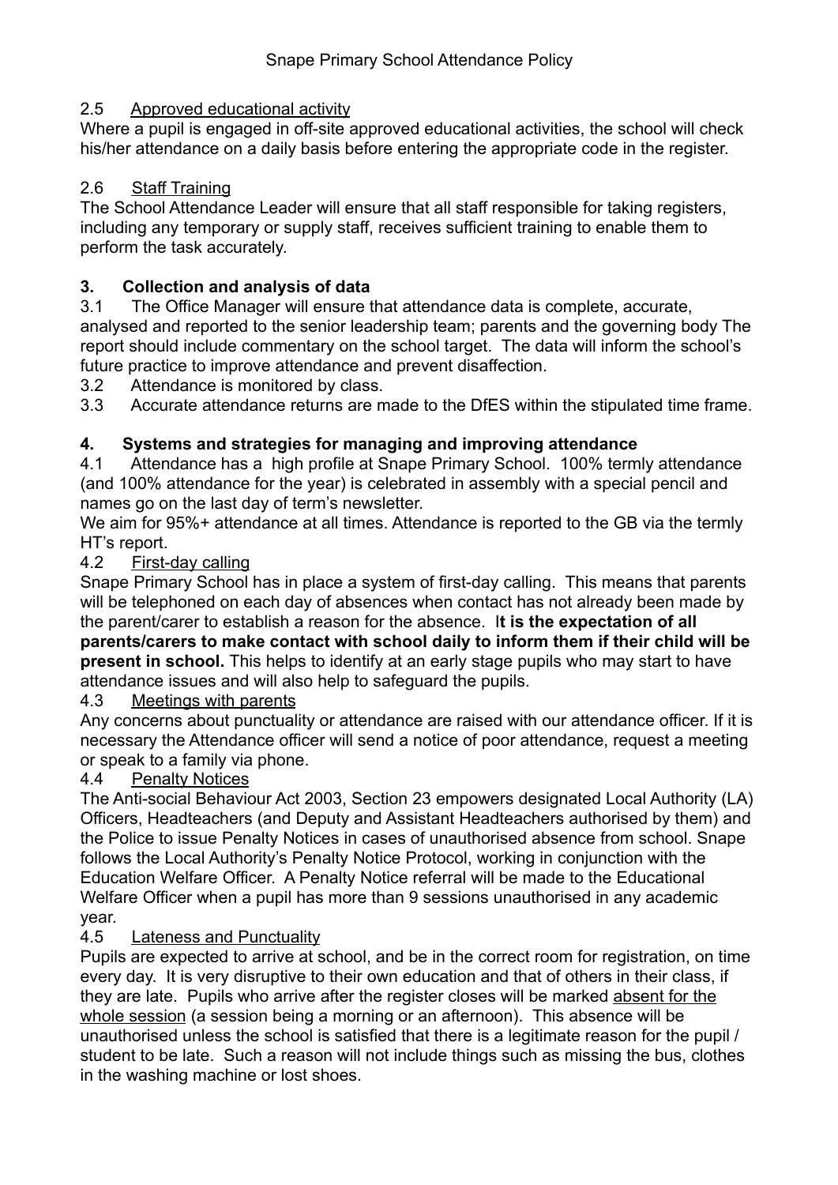### 2.5 Approved educational activity

Where a pupil is engaged in off-site approved educational activities, the school will check his/her attendance on a daily basis before entering the appropriate code in the register.

### 2.6 Staff Training

The School Attendance Leader will ensure that all staff responsible for taking registers, including any temporary or supply staff, receives sufficient training to enable them to perform the task accurately.

## 3. Collection and analysis of data

3.1 The Office Manager will ensure that attendance data is complete, accurate, analysed and reported to the senior leadership team; parents and the governing body The report should include commentary on the school target. The data will inform the school's future practice to improve attendance and prevent disaffection.

3.2 Attendance is monitored by class.

3.3 Accurate attendance returns are made to the DfES within the stipulated time frame.

## 4. Systems and strategies for managing and improving attendance

4.1 Attendance has a high profile at Snape Primary School. 100% termly attendance (and 100% attendance for the year) is celebrated in assembly with a special pencil and names go on the last day of term's newsletter.

We aim for 95%+ attendance at all times. Attendance is reported to the GB via the termly HT's report.

### 4.2 First-day calling

Snape Primary School has in place a system of first-day calling. This means that parents will be telephoned on each day of absences when contact has not already been made by the parent/carer to establish a reason for the absence. **It is the expectation of all parents/carers to make contact with school daily to inform them if their child will be present in school.** This helps to identify at an early stage pupils who may start to have attendance issues and will also help to safeguard the pupils.

### 4.3 Meetings with parents

Any concerns about punctuality or attendance are raised with our attendance officer. If it is necessary the Attendance officer will send a notice of poor attendance, request a meeting or speak to a family via phone.

### 4.4 Penalty Notices

The Anti-social Behaviour Act 2003, Section 23 empowers designated Local Authority (LA) Officers, Headteachers (and Deputy and Assistant Headteachers authorised by them) and the Police to issue Penalty Notices in cases of unauthorised absence from school. Snape follows the Local Authority's Penalty Notice Protocol, working in conjunction with the Education Welfare Officer. A Penalty Notice referral will be made to the Educational Welfare Officer when a pupil has more than 9 sessions unauthorised in any academic year.

### 4.5 Lateness and Punctuality

Pupils are expected to arrive at school, and be in the correct room for registration, on time every day. It is very disruptive to their own education and that of others in their class, if they are late. Pupils who arrive after the register closes will be marked absent for the whole session (a session being a morning or an afternoon). This absence will be unauthorised unless the school is satisfied that there is a legitimate reason for the pupil / student to be late. Such a reason will not include things such as missing the bus, clothes in the washing machine or lost shoes.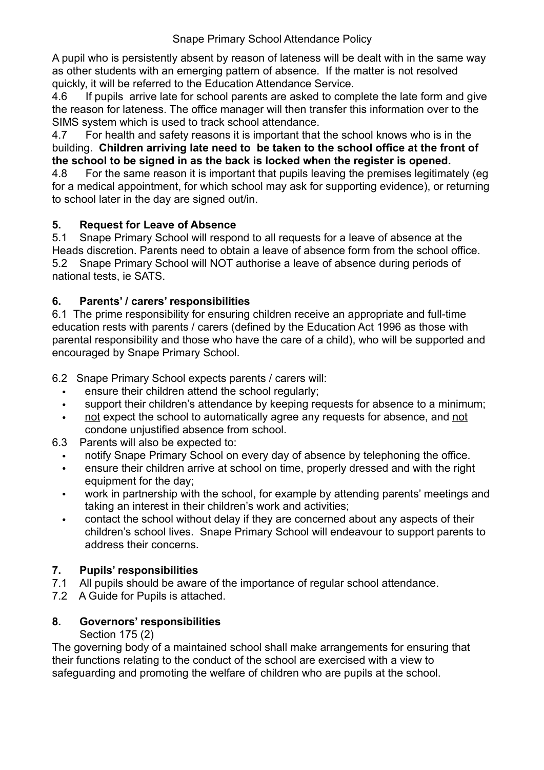A pupil who is persistently absent by reason of lateness will be dealt with in the same way as other students with an emerging pattern of absence. If the matter is not resolved quickly, it will be referred to the Education Attendance Service.

4.6 If pupils arrive late for school parents are asked to complete the late form and give the reason for lateness. The office manager will then transfer this information over to the SIMS system which is used to track school attendance.

4.7 For health and safety reasons it is important that the school knows who is in the building. **Children arriving late need to be taken to the school office at the front of the school to be signed in as the back is locked when the register is opened.**

4.8 For the same reason it is important that pupils leaving the premises legitimately (eg for a medical appointment, for which school may ask for supporting evidence), or returning to school later in the day are signed out/in.

## 5. Request for Leave of Absence

5.1 Snape Primary School will respond to all requests for a leave of absence at the Heads discretion. Parents need to obtain a leave of absence form from the school office.

5.2 Snape Primary School will NOT authorise a leave of absence during periods of national tests, ie SATS.

## 6. Parents' / carers' responsibilities

6.1 The prime responsibility for ensuring children receive an appropriate and full-time education rests with parents / carers (defined by the Education Act 1996 as those with parental responsibility and those who have the care of a child), who will be supported and encouraged by Snape Primary School.

6.2 Snape Primary School expects parents / carers will:

- ensure their children attend the school regularly;
- support their children's attendance by keeping requests for absence to a minimum;
- <u>not</u> expect the school to automatically agree any requests for absence, and <u>not</u> condone unjustified absence from school.

6.3 Parents will also be expected to:

- notify Snape Primary School on every day of absence by telephoning the office.
- ensure their children arrive at school on time, properly dressed and with the right equipment for the day;
- work in partnership with the school, for example by attending parents' meetings and taking an interest in their children's work and activities;
- contact the school without delay if they are concerned about any aspects of their children's school lives. Snape Primary School will endeavour to support parents to address their concerns.

## 7. Pupils' responsibilities

7.1 All pupils should be aware of the importance of regular school attendance.

7.2 A Guide for Pupils is attached.

## 8. Governors' responsibilities

Section 175 (2)

The governing body of a maintained school shall make arrangements for ensuring that their functions relating to the conduct of the school are exercised with a view to safeguarding and promoting the welfare of children who are pupils at the school.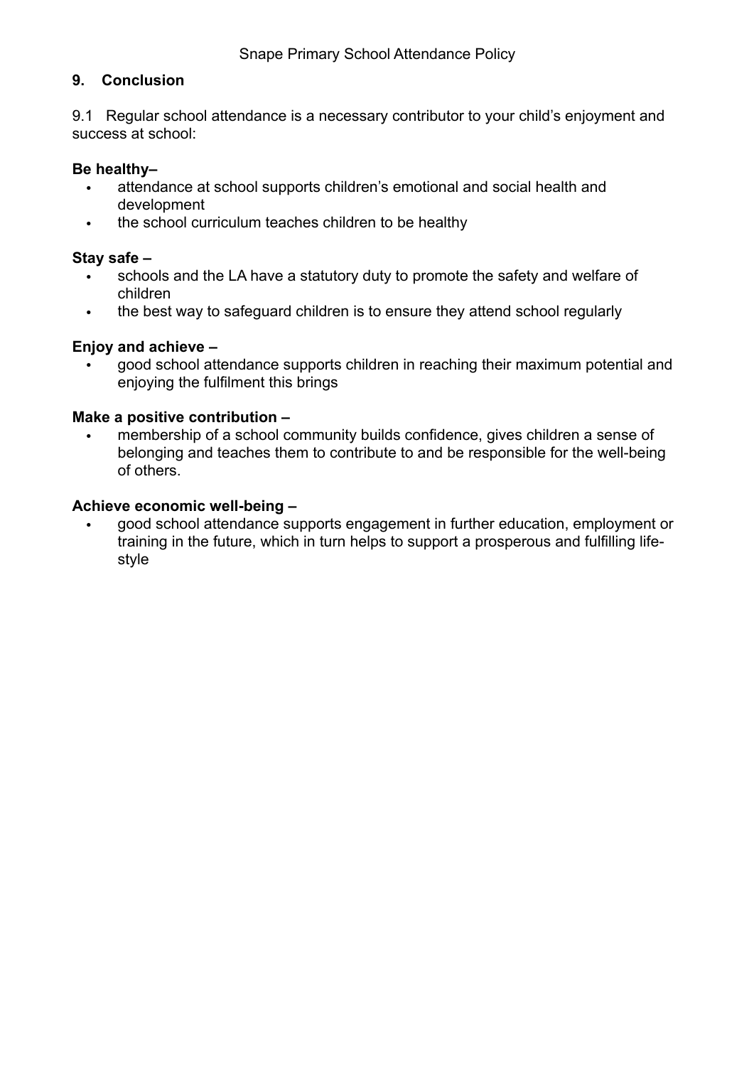## 9. Conclusion

9.1 Regular school attendance is a necessary contributor to your child's enjoyment and success at school:

**Be healthy–**

- attendance at school supports children's emotional and social health and development
- the school curriculum teaches children to be healthy

**Stay safe –**

- schools and the LA have a statutory duty to promote the safety and welfare of children
- the best way to safeguard children is to ensure they attend school regularly

**Enjoy and achieve –**

- good school attendance supports children in reaching their maximum potential and enjoying the fulfilment this brings

**Make a positive contribution –**

- membership of a school community builds confidence, gives children a sense of belonging and teaches them to contribute to and be responsible for the well-being of others.

**Achieve economic well-being –**

- good school attendance supports engagement in further education, employment or training in the future, which in turn helps to support a prosperous and fulfilling life-style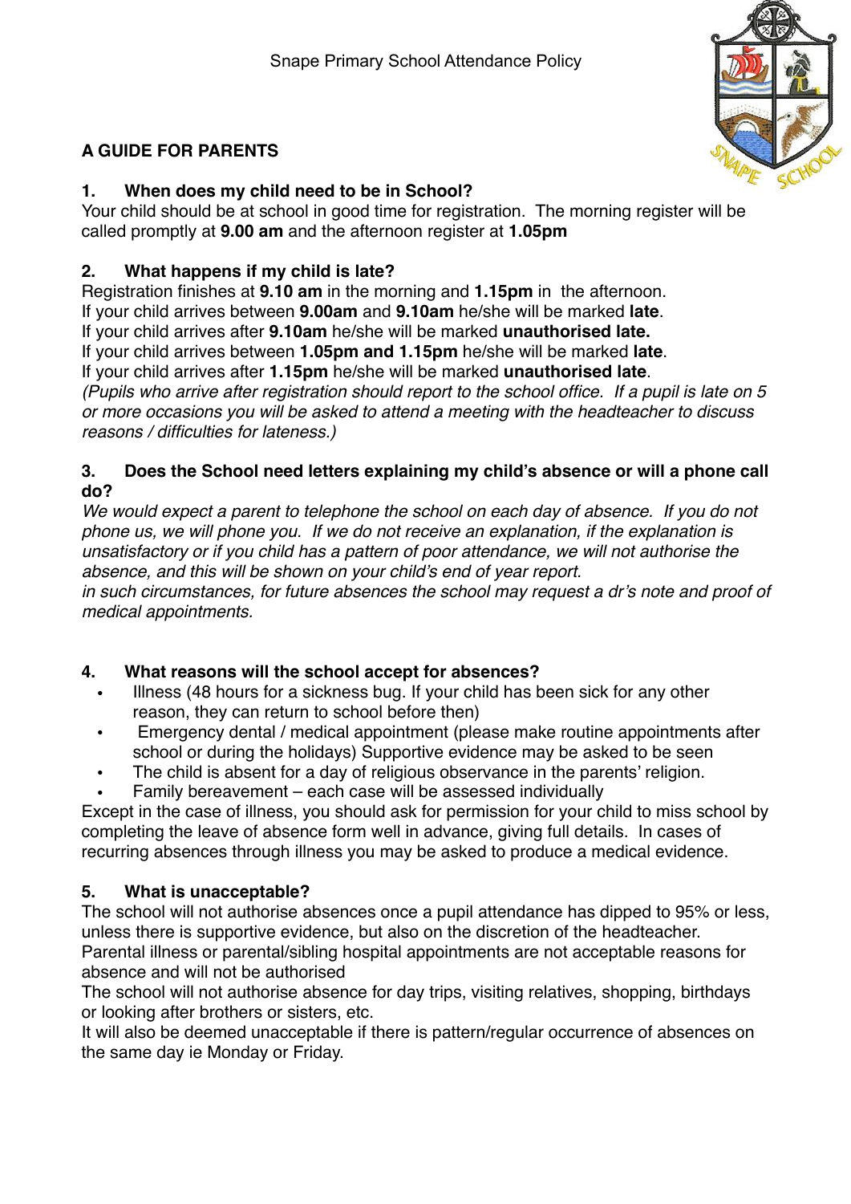Snape Primary School Attendance Policy

## A GUIDE FOR PARENTS

### 1. When does my child need to be in School?

Your child should be at school in good time for registration. The morning register will be called promptly at **9.00 am** and the afternoon register at **1.05pm**

### 2. What happens if my child is late?

Registration finishes at **9.10 am** in the morning and **1.15pm** in the afternoon.
If your child arrives between **9.00am** and **9.10am** he/she will be marked **late**.
If your child arrives after **9.10am** he/she will be marked **unauthorised late.**
If your child arrives between **1.05pm and 1.15pm** he/she will be marked **late**.
If your child arrives after **1.15pm** he/she will be marked **unauthorised late**.
*(Pupils who arrive after registration should report to the school office. If a pupil is late on 5 or more occasions you will be asked to attend a meeting with the headteacher to discuss reasons / difficulties for lateness.)*

### 3. Does the School need letters explaining my child's absence or will a phone call do?

*We would expect a parent to telephone the school on each day of absence. If you do not phone us, we will phone you. If we do not receive an explanation, if the explanation is unsatisfactory or if you child has a pattern of poor attendance, we will not authorise the absence, and this will be shown on your child's end of year report.*
*in such circumstances, for future absences the school may request a dr's note and proof of medical appointments.*

### 4. What reasons will the school accept for absences?

- Illness (48 hours for a sickness bug. If your child has been sick for any other reason, they can return to school before then)
- Emergency dental / medical appointment (please make routine appointments after school or during the holidays) Supportive evidence may be asked to be seen
- The child is absent for a day of religious observance in the parents' religion.
- Family bereavement – each case will be assessed individually

Except in the case of illness, you should ask for permission for your child to miss school by completing the leave of absence form well in advance, giving full details. In cases of recurring absences through illness you may be asked to produce a medical evidence.

### 5. What is unacceptable?

The school will not authorise absences once a pupil attendance has dipped to 95% or less, unless there is supportive evidence, but also on the discretion of the headteacher.
Parental illness or parental/sibling hospital appointments are not acceptable reasons for absence and will not be authorised
The school will not authorise absence for day trips, visiting relatives, shopping, birthdays or looking after brothers or sisters, etc.
It will also be deemed unacceptable if there is pattern/regular occurrence of absences on the same day ie Monday or Friday.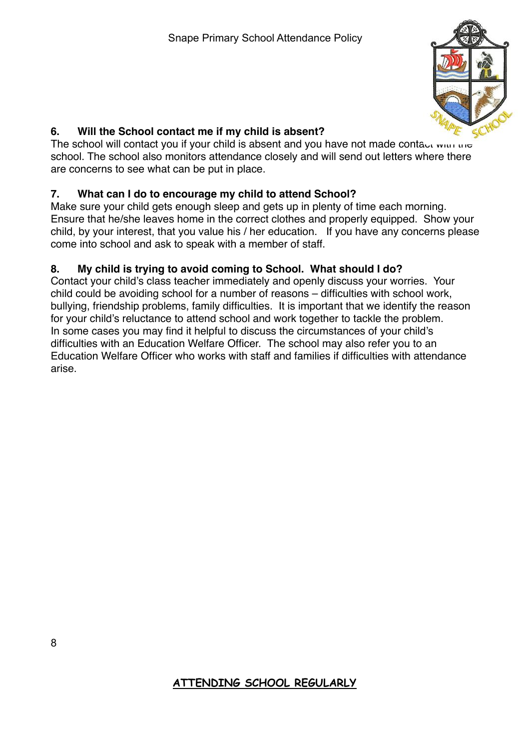## 6. Will the School contact me if my child is absent?

The school will contact you if your child is absent and you have not made contact with the school. The school also monitors attendance closely and will send out letters where there are concerns to see what can be put in place.

## 7. What can I do to encourage my child to attend School?

Make sure your child gets enough sleep and gets up in plenty of time each morning. Ensure that he/she leaves home in the correct clothes and properly equipped. Show your child, by your interest, that you value his / her education. If you have any concerns please come into school and ask to speak with a member of staff.

## 8. My child is trying to avoid coming to School. What should I do?

Contact your child's class teacher immediately and openly discuss your worries. Your child could be avoiding school for a number of reasons – difficulties with school work, bullying, friendship problems, family difficulties. It is important that we identify the reason for your child's reluctance to attend school and work together to tackle the problem.
In some cases you may find it helpful to discuss the circumstances of your child's difficulties with an Education Welfare Officer. The school may also refer you to an Education Welfare Officer who works with staff and families if difficulties with attendance arise.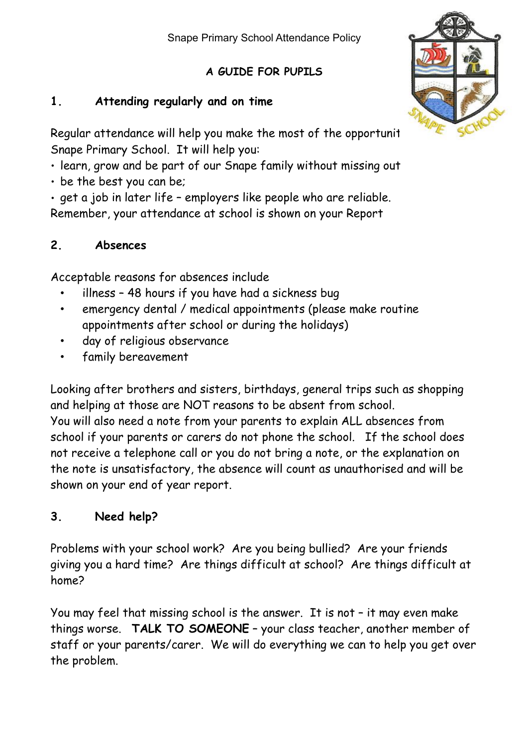Snape Primary School Attendance Policy

## A GUIDE FOR PUPILS

### 1. Attending regularly and on time

Regular attendance will help you make the most of the opportunit Snape Primary School. It will help you:

- learn, grow and be part of our Snape family without missing out
- be the best you can be;
- get a job in later life – employers like people who are reliable.

Remember, your attendance at school is shown on your Report

### 2. Absences

Acceptable reasons for absences include

- illness – 48 hours if you have had a sickness bug
- emergency dental / medical appointments (please make routine appointments after school or during the holidays)
- day of religious observance
- family bereavement

Looking after brothers and sisters, birthdays, general trips such as shopping and helping at those are NOT reasons to be absent from school.
You will also need a note from your parents to explain ALL absences from school if your parents or carers do not phone the school. If the school does not receive a telephone call or you do not bring a note, or the explanation on the note is unsatisfactory, the absence will count as unauthorised and will be shown on your end of year report.

### 3. Need help?

Problems with your school work? Are you being bullied? Are your friends giving you a hard time? Are things difficult at school? Are things difficult at home?

You may feel that missing school is the answer. It is not – it may even make things worse. **TALK TO SOMEONE** – your class teacher, another member of staff or your parents/carer. We will do everything we can to help you get over the problem.